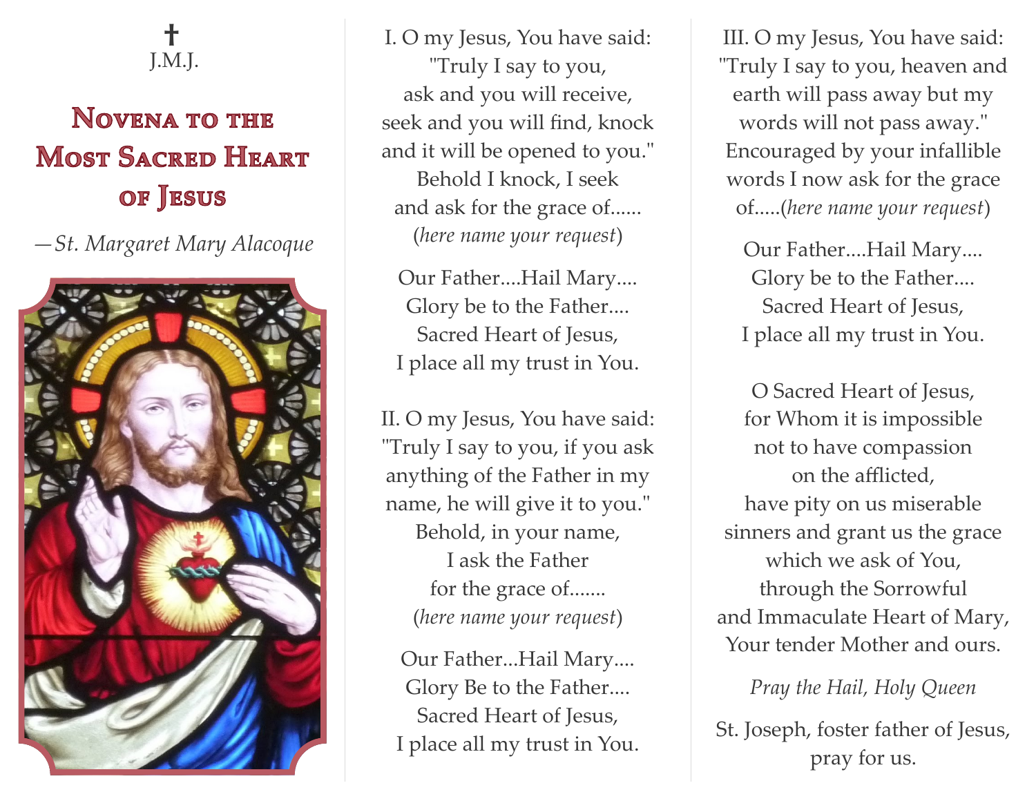✝
J.M.J.

# Novena to the Most Sacred Heart of Jesus

—*St. Margaret Mary Alacoque*

I. O my Jesus, You have said:
"Truly I say to you,
ask and you will receive,
seek and you will find, knock
and it will be opened to you."
Behold I knock, I seek
and ask for the grace of......
(*here name your request*)

Our Father....Hail Mary....
Glory be to the Father....
Sacred Heart of Jesus,
I place all my trust in You.

II. O my Jesus, You have said:
"Truly I say to you, if you ask
anything of the Father in my
name, he will give it to you."
Behold, in your name,
I ask the Father
for the grace of.......
(*here name your request*)

Our Father...Hail Mary....
Glory Be to the Father....
Sacred Heart of Jesus,
I place all my trust in You.

III. O my Jesus, You have said:
"Truly I say to you, heaven and
earth will pass away but my
words will not pass away."
Encouraged by your infallible
words I now ask for the grace
of.....(*here name your request*)

Our Father....Hail Mary....
Glory be to the Father....
Sacred Heart of Jesus,
I place all my trust in You.

O Sacred Heart of Jesus,
for Whom it is impossible
not to have compassion
on the afflicted,
have pity on us miserable
sinners and grant us the grace
which we ask of You,
through the Sorrowful
and Immaculate Heart of Mary,
Your tender Mother and ours.

*Pray the Hail, Holy Queen*

St. Joseph, foster father of Jesus,
pray for us.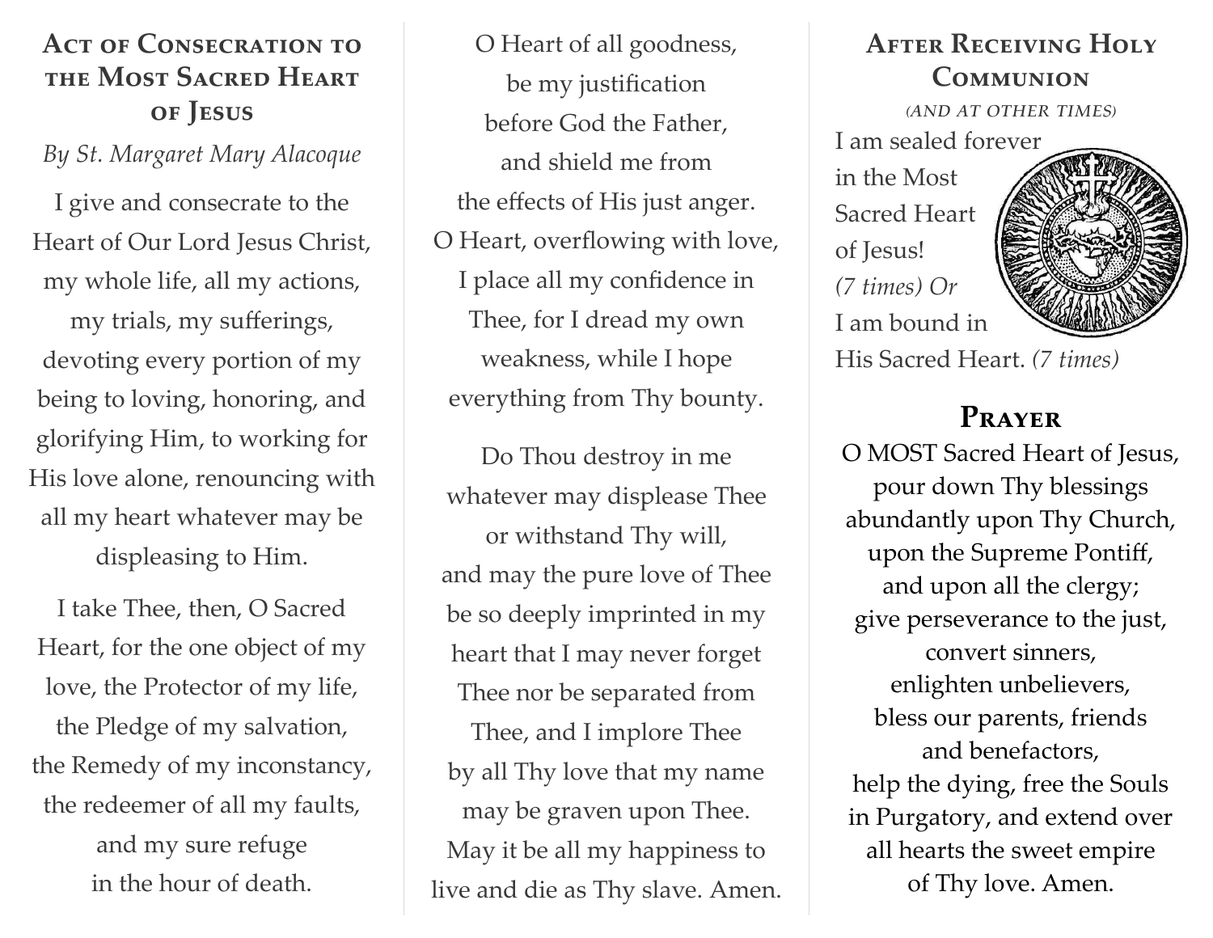## Act of Consecration to the Most Sacred Heart of Jesus

*By St. Margaret Mary Alacoque*

I give and consecrate to the Heart of Our Lord Jesus Christ, my whole life, all my actions, my trials, my sufferings, devoting every portion of my being to loving, honoring, and glorifying Him, to working for His love alone, renouncing with all my heart whatever may be displeasing to Him.

I take Thee, then, O Sacred Heart, for the one object of my love, the Protector of my life, the Pledge of my salvation, the Remedy of my inconstancy, the redeemer of all my faults, and my sure refuge in the hour of death.

O Heart of all goodness, be my justification before God the Father, and shield me from the effects of His just anger. O Heart, overflowing with love, I place all my confidence in Thee, for I dread my own weakness, while I hope everything from Thy bounty.

Do Thou destroy in me whatever may displease Thee or withstand Thy will, and may the pure love of Thee be so deeply imprinted in my heart that I may never forget Thee nor be separated from Thee, and I implore Thee by all Thy love that my name may be graven upon Thee. May it be all my happiness to live and die as Thy slave. Amen.

## After Receiving Holy Communion

*(and at other times)*

I am sealed forever in the Most Sacred Heart of Jesus! *(7 times)* Or
I am bound in His Sacred Heart. *(7 times)*

## Prayer

O MOST Sacred Heart of Jesus, pour down Thy blessings abundantly upon Thy Church, upon the Supreme Pontiff, and upon all the clergy; give perseverance to the just, convert sinners, enlighten unbelievers, bless our parents, friends and benefactors, help the dying, free the Souls in Purgatory, and extend over all hearts the sweet empire of Thy love. Amen.